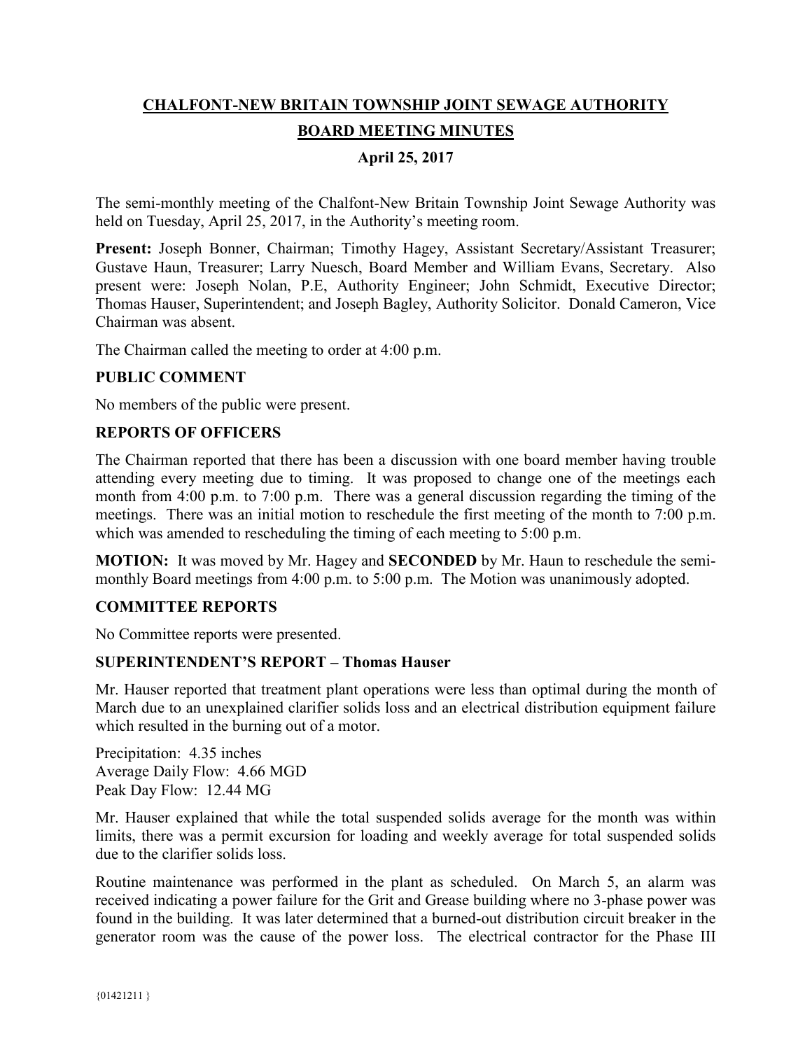# CHALFONT-NEW BRITAIN TOWNSHIP JOINT SEWAGE AUTHORITY

## BOARD MEETING MINUTES

### April 25, 2017

The semi-monthly meeting of the Chalfont-New Britain Township Joint Sewage Authority was held on Tuesday, April 25, 2017, in the Authority's meeting room.

**Present:** Joseph Bonner, Chairman; Timothy Hagey, Assistant Secretary/Assistant Treasurer; Gustave Haun, Treasurer; Larry Nuesch, Board Member and William Evans, Secretary. Also present were: Joseph Nolan, P.E, Authority Engineer; John Schmidt, Executive Director; Thomas Hauser, Superintendent; and Joseph Bagley, Authority Solicitor. Donald Cameron, Vice Chairman was absent.

The Chairman called the meeting to order at 4:00 p.m.

**PUBLIC COMMENT**

No members of the public were present.

**REPORTS OF OFFICERS**

The Chairman reported that there has been a discussion with one board member having trouble attending every meeting due to timing. It was proposed to change one of the meetings each month from 4:00 p.m. to 7:00 p.m. There was a general discussion regarding the timing of the meetings. There was an initial motion to reschedule the first meeting of the month to 7:00 p.m. which was amended to rescheduling the timing of each meeting to 5:00 p.m.

**MOTION:** It was moved by Mr. Hagey and **SECONDED** by Mr. Haun to reschedule the semi-monthly Board meetings from 4:00 p.m. to 5:00 p.m. The Motion was unanimously adopted.

**COMMITTEE REPORTS**

No Committee reports were presented.

**SUPERINTENDENT'S REPORT – Thomas Hauser**

Mr. Hauser reported that treatment plant operations were less than optimal during the month of March due to an unexplained clarifier solids loss and an electrical distribution equipment failure which resulted in the burning out of a motor.

Precipitation: 4.35 inches
Average Daily Flow: 4.66 MGD
Peak Day Flow: 12.44 MG

Mr. Hauser explained that while the total suspended solids average for the month was within limits, there was a permit excursion for loading and weekly average for total suspended solids due to the clarifier solids loss.

Routine maintenance was performed in the plant as scheduled. On March 5, an alarm was received indicating a power failure for the Grit and Grease building where no 3-phase power was found in the building. It was later determined that a burned-out distribution circuit breaker in the generator room was the cause of the power loss. The electrical contractor for the Phase III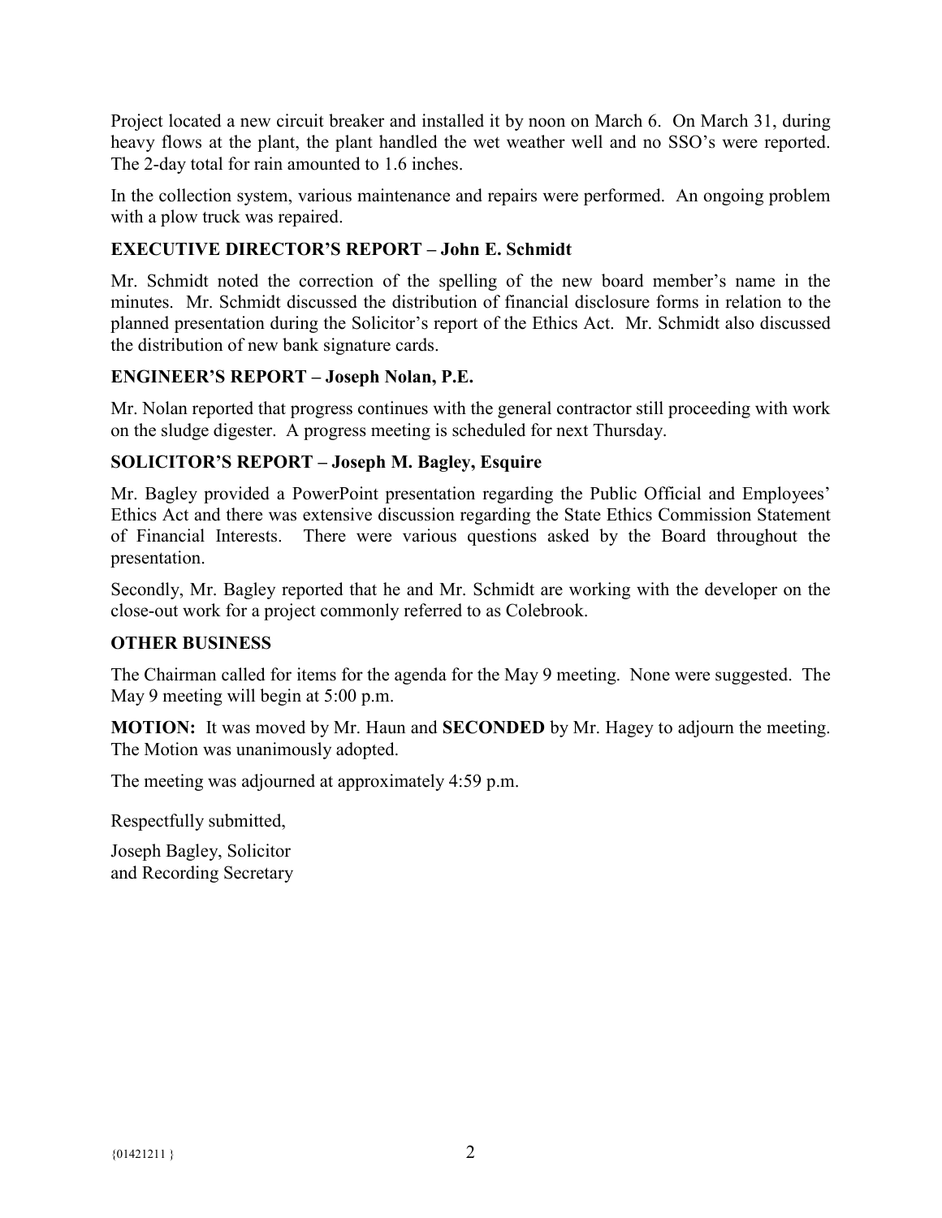Project located a new circuit breaker and installed it by noon on March 6. On March 31, during heavy flows at the plant, the plant handled the wet weather well and no SSO's were reported. The 2-day total for rain amounted to 1.6 inches.

In the collection system, various maintenance and repairs were performed. An ongoing problem with a plow truck was repaired.

**EXECUTIVE DIRECTOR'S REPORT – John E. Schmidt**

Mr. Schmidt noted the correction of the spelling of the new board member's name in the minutes. Mr. Schmidt discussed the distribution of financial disclosure forms in relation to the planned presentation during the Solicitor's report of the Ethics Act. Mr. Schmidt also discussed the distribution of new bank signature cards.

**ENGINEER'S REPORT – Joseph Nolan, P.E.**

Mr. Nolan reported that progress continues with the general contractor still proceeding with work on the sludge digester. A progress meeting is scheduled for next Thursday.

**SOLICITOR'S REPORT – Joseph M. Bagley, Esquire**

Mr. Bagley provided a PowerPoint presentation regarding the Public Official and Employees' Ethics Act and there was extensive discussion regarding the State Ethics Commission Statement of Financial Interests. There were various questions asked by the Board throughout the presentation.

Secondly, Mr. Bagley reported that he and Mr. Schmidt are working with the developer on the close-out work for a project commonly referred to as Colebrook.

**OTHER BUSINESS**

The Chairman called for items for the agenda for the May 9 meeting. None were suggested. The May 9 meeting will begin at 5:00 p.m.

**MOTION:** It was moved by Mr. Haun and **SECONDED** by Mr. Hagey to adjourn the meeting. The Motion was unanimously adopted.

The meeting was adjourned at approximately 4:59 p.m.

Respectfully submitted,

Joseph Bagley, Solicitor
and Recording Secretary

{01421211 }